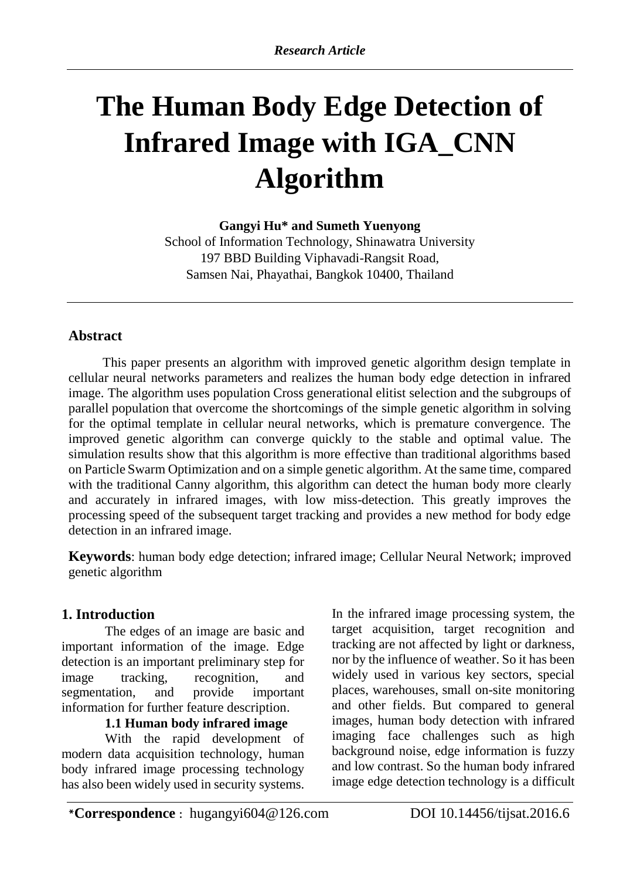*Research Article*

# The Human Body Edge Detection of Infrared Image with IGA_CNN Algorithm

**Gangyi Hu* and Sumeth Yuenyong**

School of Information Technology, Shinawatra University
197 BBD Building Viphavadi-Rangsit Road,
Samsen Nai, Phayathai, Bangkok 10400, Thailand

## Abstract

This paper presents an algorithm with improved genetic algorithm design template in cellular neural networks parameters and realizes the human body edge detection in infrared image. The algorithm uses population Cross generational elitist selection and the subgroups of parallel population that overcome the shortcomings of the simple genetic algorithm in solving for the optimal template in cellular neural networks, which is premature convergence. The improved genetic algorithm can converge quickly to the stable and optimal value. The simulation results show that this algorithm is more effective than traditional algorithms based on Particle Swarm Optimization and on a simple genetic algorithm. At the same time, compared with the traditional Canny algorithm, this algorithm can detect the human body more clearly and accurately in infrared images, with low miss-detection. This greatly improves the processing speed of the subsequent target tracking and provides a new method for body edge detection in an infrared image.

**Keywords**: human body edge detection; infrared image; Cellular Neural Network; improved genetic algorithm

## 1. Introduction

The edges of an image are basic and important information of the image. Edge detection is an important preliminary step for image tracking, recognition, and segmentation, and provide important information for further feature description.

### 1.1 Human body infrared image

With the rapid development of modern data acquisition technology, human body infrared image processing technology has also been widely used in security systems. In the infrared image processing system, the target acquisition, target recognition and tracking are not affected by light or darkness, nor by the influence of weather. So it has been widely used in various key sectors, special places, warehouses, small on-site monitoring and other fields. But compared to general images, human body detection with infrared imaging face challenges such as high background noise, edge information is fuzzy and low contrast. So the human body infrared image edge detection technology is a difficult

*Correspondence : hugangyi604@126.com DOI 10.14456/tijsat.2016.6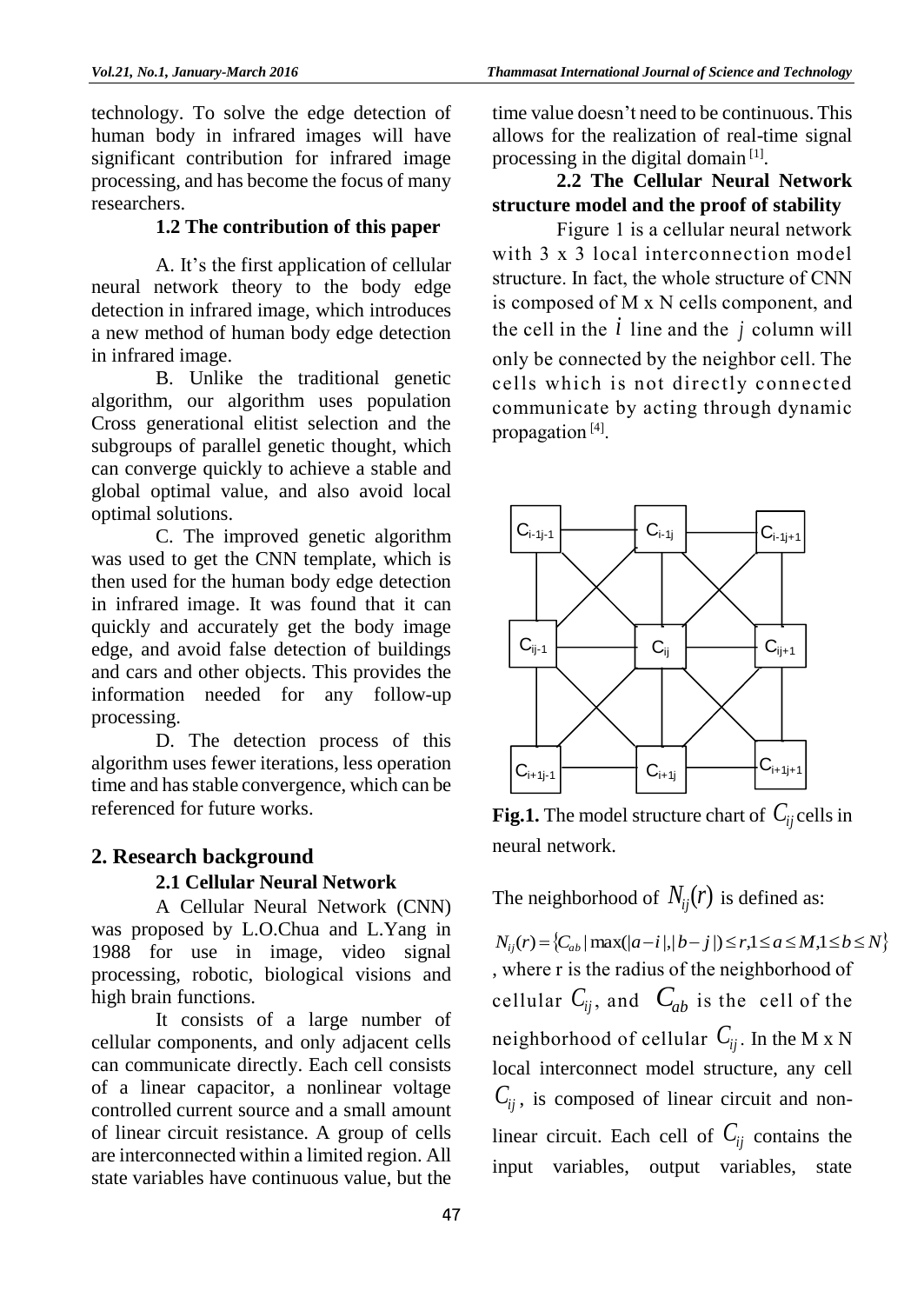technology. To solve the edge detection of human body in infrared images will have significant contribution for infrared image processing, and has become the focus of many researchers.

### 1.2 The contribution of this paper

A. It's the first application of cellular neural network theory to the body edge detection in infrared image, which introduces a new method of human body edge detection in infrared image.

B. Unlike the traditional genetic algorithm, our algorithm uses population Cross generational elitist selection and the subgroups of parallel genetic thought, which can converge quickly to achieve a stable and global optimal value, and also avoid local optimal solutions.

C. The improved genetic algorithm was used to get the CNN template, which is then used for the human body edge detection in infrared image. It was found that it can quickly and accurately get the body image edge, and avoid false detection of buildings and cars and other objects. This provides the information needed for any follow-up processing.

D. The detection process of this algorithm uses fewer iterations, less operation time and has stable convergence, which can be referenced for future works.

## 2. Research background

### 2.1 Cellular Neural Network

A Cellular Neural Network (CNN) was proposed by L.O.Chua and L.Yang in 1988 for use in image, video signal processing, robotic, biological visions and high brain functions.

It consists of a large number of cellular components, and only adjacent cells can communicate directly. Each cell consists of a linear capacitor, a nonlinear voltage controlled current source and a small amount of linear circuit resistance. A group of cells are interconnected within a limited region. All state variables have continuous value, but the time value doesn't need to be continuous. This allows for the realization of real-time signal processing in the digital domain [1].

### 2.2 The Cellular Neural Network structure model and the proof of stability

Figure 1 is a cellular neural network with 3 x 3 local interconnection model structure. In fact, the whole structure of CNN is composed of M x N cells component, and the cell in the $i$ line and the $j$ column will only be connected by the neighbor cell. The cells which is not directly connected communicate by acting through dynamic propagation [4].

**Fig.1.** The model structure chart of $C_{ij}$ cells in neural network.

The neighborhood of $N_{ij}(r)$ is defined as:

$$N_{ij}(r) = \{C_{ab} \mid \max(|a-i|,|b-j|) \le r, 1 \le a \le M, 1 \le b \le N\}$$

, where r is the radius of the neighborhood of cellular $C_{ij}$, and $C_{ab}$ is the cell of the neighborhood of cellular $C_{ij}$. In the M x N local interconnect model structure, any cell $C_{ij}$, is composed of linear circuit and non-linear circuit. Each cell of $C_{ij}$ contains the input variables, output variables, state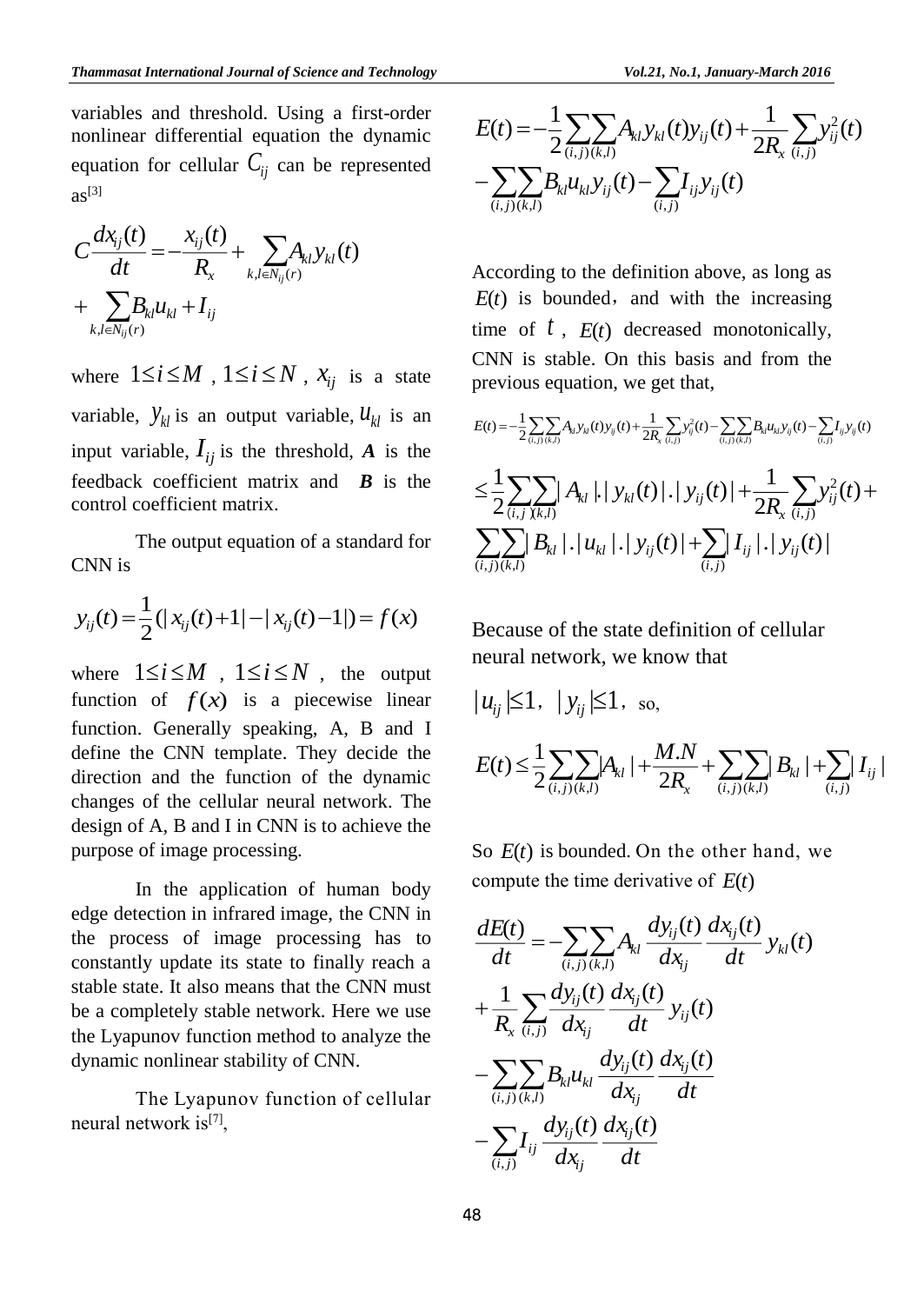variables and threshold. Using a first-order nonlinear differential equation the dynamic equation for cellular $C_{ij}$ can be represented as[3]

$$C\frac{dx_{ij}(t)}{dt}=-\frac{x_{ij}(t)}{R_x}+\sum_{k,l\in N_{ij}(r)}A_{kl}y_{kl}(t)+\sum_{k,l\in N_{ij}(r)}B_{kl}u_{kl}+I_{ij}$$

where $1\le i\le M$ , $1\le i\le N$ , $x_{ij}$ is a state variable, $y_{kl}$ is an output variable, $u_{kl}$ is an input variable, $I_{ij}$ is the threshold, $\boldsymbol{A}$ is the feedback coefficient matrix and $\boldsymbol{B}$ is the control coefficient matrix.

The output equation of a standard for CNN is

$$y_{ij}(t)=\frac{1}{2}(|x_{ij}(t)+1|-|x_{ij}(t)-1|)=f(x)$$

where $1\le i\le M$ , $1\le i\le N$ , the output function of $f(x)$ is a piecewise linear function. Generally speaking, A, B and I define the CNN template. They decide the direction and the function of the dynamic changes of the cellular neural network. The design of A, B and I in CNN is to achieve the purpose of image processing.

In the application of human body edge detection in infrared image, the CNN in the process of image processing has to constantly update its state to finally reach a stable state. It also means that the CNN must be a completely stable network. Here we use the Lyapunov function method to analyze the dynamic nonlinear stability of CNN.

The Lyapunov function of cellular neural network is[7],

$$E(t)=-\frac{1}{2}\sum_{(i,j)}\sum_{(k,l)}A_{kl}y_{kl}(t)y_{ij}(t)+\frac{1}{2R_x}\sum_{(i,j)}y_{ij}^2(t)-\sum_{(i,j)}\sum_{(k,l)}B_{kl}u_{kl}y_{ij}(t)-\sum_{(i,j)}I_{ij}y_{ij}(t)$$

According to the definition above, as long as $E(t)$ is bounded, and with the increasing time of $t$ , $E(t)$ decreased monotonically, CNN is stable. On this basis and from the previous equation, we get that,

$$E(t)=-\frac{1}{2}\sum_{(i,j)}\sum_{(k,l)}A_{kl}y_{kl}(t)y_{ij}(t)+\frac{1}{2R_x}\sum_{(i,j)}y_{ij}^2(t)-\sum_{(i,j)}\sum_{(k,l)}B_{kl}u_{kl}y_{ij}(t)-\sum_{(i,j)}I_{ij}y_{ij}(t)$$

$$\le\frac{1}{2}\sum_{(i,j)}\sum_{(k,l)}|A_{kl}|.|y_{kl}(t)|.|y_{ij}(t)|+\frac{1}{2R_x}\sum_{(i,j)}y_{ij}^2(t)+\sum_{(i,j)}\sum_{(k,l)}|B_{kl}|.|u_{kl}|.|y_{ij}(t)|+\sum_{(i,j)}|I_{ij}|.|y_{ij}(t)|$$

Because of the state definition of cellular neural network, we know that

$|u_{ij}|\le 1$, $|y_{ij}|\le 1$, so,

$$E(t)\le\frac{1}{2}\sum_{(i,j)}\sum_{(k,l)}|A_{kl}|+\frac{M.N}{2R_x}+\sum_{(i,j)}\sum_{(k,l)}|B_{kl}|+\sum_{(i,j)}|I_{ij}|$$

So $E(t)$ is bounded. On the other hand, we compute the time derivative of $E(t)$

$$\frac{dE(t)}{dt}=-\sum_{(i,j)}\sum_{(k,l)}A_{kl}\frac{dy_{ij}(t)}{dx_{ij}}\frac{dx_{ij}(t)}{dt}y_{kl}(t)+\frac{1}{R_x}\sum_{(i,j)}\frac{dy_{ij}(t)}{dx_{ij}}\frac{dx_{ij}(t)}{dt}y_{ij}(t)-\sum_{(i,j)}\sum_{(k,l)}B_{kl}u_{kl}\frac{dy_{ij}(t)}{dx_{ij}}\frac{dx_{ij}(t)}{dt}-\sum_{(i,j)}I_{ij}\frac{dy_{ij}(t)}{dx_{ij}}\frac{dx_{ij}(t)}{dt}$$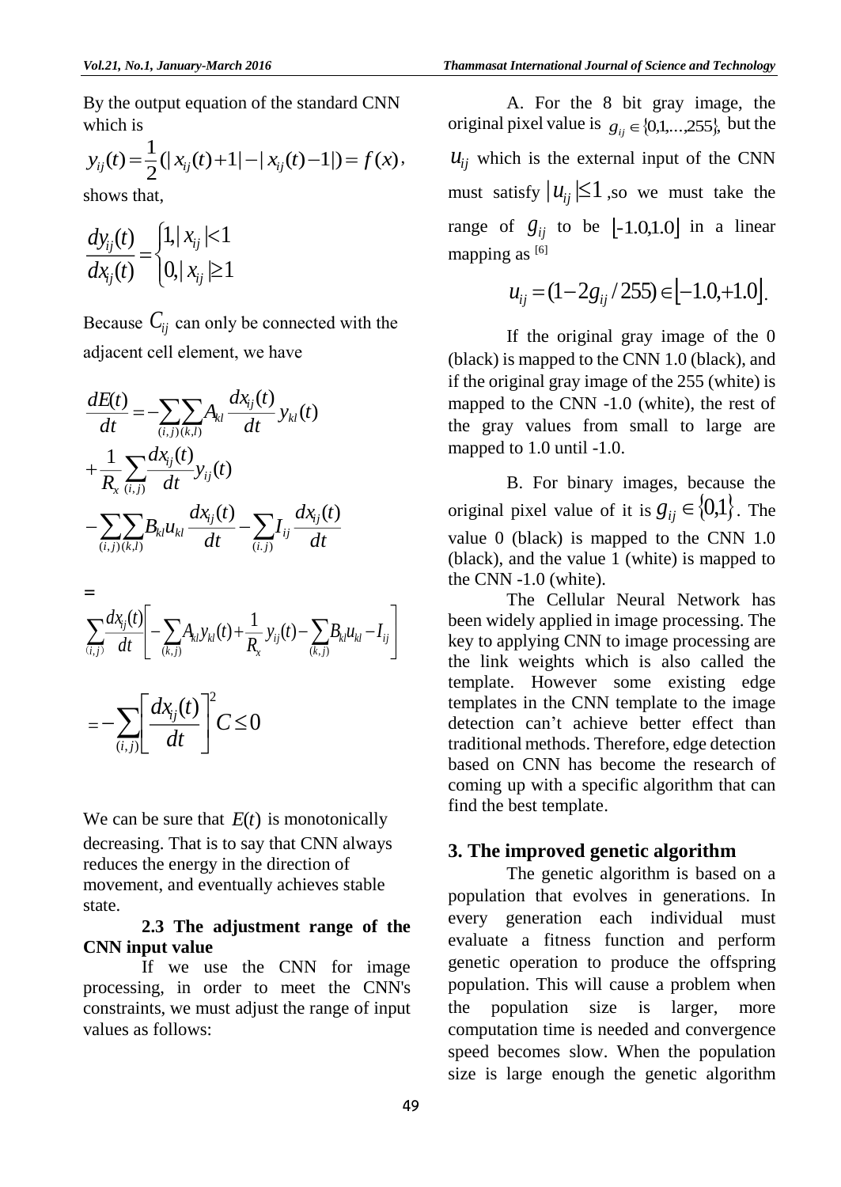By the output equation of the standard CNN which is

$$y_{ij}(t)=\frac{1}{2}(|x_{ij}(t)+1|-|x_{ij}(t)-1|)=f(x),$$

shows that,

$$\frac{dy_{ij}(t)}{dx_{ij}(t)}=\begin{cases}1,|x_{ij}|<1\\0,|x_{ij}|\geq 1\end{cases}$$

Because $C_{ij}$ can only be connected with the adjacent cell element, we have

$$\frac{dE(t)}{dt}=-\sum_{(i,j)}\sum_{(k,l)}A_{kl}\frac{dx_{ij}(t)}{dt}y_{kl}(t)$$
$$+\frac{1}{R_x}\sum_{(i,j)}\frac{dx_{ij}(t)}{dt}y_{ij}(t)$$
$$-\sum_{(i,j)}\sum_{(k,l)}B_{kl}u_{kl}\frac{dx_{ij}(t)}{dt}-\sum_{(i.j)}I_{ij}\frac{dx_{ij}(t)}{dt}$$

$$=\sum_{(i,j)}\frac{dx_{ij}(t)}{dt}\left[-\sum_{(k,j)}A_{kl}y_{kl}(t)+\frac{1}{R_x}y_{ij}(t)-\sum_{(k,j)}B_{kl}u_{kl}-I_{ij}\right]$$

$$=-\sum_{(i,j)}\left[\frac{dx_{ij}(t)}{dt}\right]^2 C\leq 0$$

We can be sure that $E(t)$ is monotonically decreasing. That is to say that CNN always reduces the energy in the direction of movement, and eventually achieves stable state.

### 2.3 The adjustment range of the CNN input value

If we use the CNN for image processing, in order to meet the CNN's constraints, we must adjust the range of input values as follows:

A. For the 8 bit gray image, the original pixel value is $g_{ij}\in\{0,1,\ldots,255\}$, but the $u_{ij}$ which is the external input of the CNN must satisfy $|u_{ij}|\leq 1$, so we must take the range of $g_{ij}$ to be $[-1.0,1.0]$ in a linear mapping as [6]

$$u_{ij}=(1-2g_{ij}/255)\in[-1.0,+1.0].$$

If the original gray image of the 0 (black) is mapped to the CNN 1.0 (black), and if the original gray image of the 255 (white) is mapped to the CNN -1.0 (white), the rest of the gray values from small to large are mapped to 1.0 until -1.0.

B. For binary images, because the original pixel value of it is $g_{ij}\in\{0,1\}$. The value 0 (black) is mapped to the CNN 1.0 (black), and the value 1 (white) is mapped to the CNN -1.0 (white).

The Cellular Neural Network has been widely applied in image processing. The key to applying CNN to image processing are the link weights which is also called the template. However some existing edge templates in the CNN template to the image detection can't achieve better effect than traditional methods. Therefore, edge detection based on CNN has become the research of coming up with a specific algorithm that can find the best template.

## 3. The improved genetic algorithm

The genetic algorithm is based on a population that evolves in generations. In every generation each individual must evaluate a fitness function and perform genetic operation to produce the offspring population. This will cause a problem when the population size is larger, more computation time is needed and convergence speed becomes slow. When the population size is large enough the genetic algorithm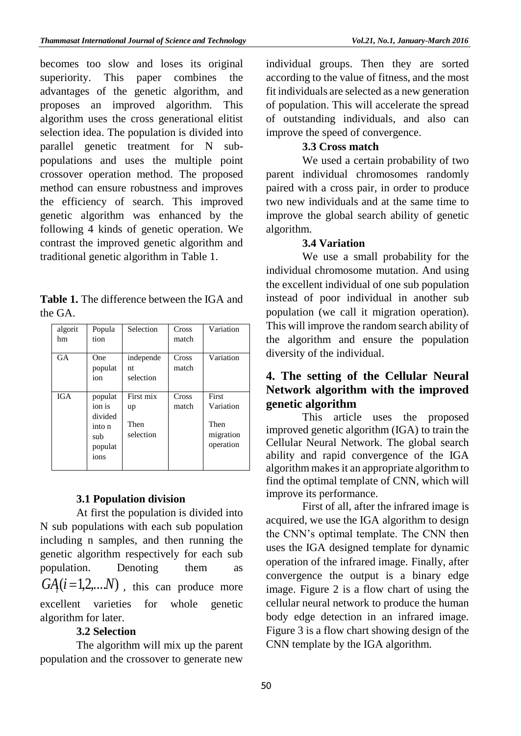becomes too slow and loses its original superiority. This paper combines the advantages of the genetic algorithm, and proposes an improved algorithm. This algorithm uses the cross generational elitist selection idea. The population is divided into parallel genetic treatment for N sub-populations and uses the multiple point crossover operation method. The proposed method can ensure robustness and improves the efficiency of search. This improved genetic algorithm was enhanced by the following 4 kinds of genetic operation. We contrast the improved genetic algorithm and traditional genetic algorithm in Table 1.

**Table 1.** The difference between the IGA and the GA.

| algorithm | Population | Selection | Cross match | Variation |
|---|---|---|---|---|
| GA | One population | independent selection | Cross match | Variation |
| IGA | population is divided into n sub populations | First mix up Then selection | Cross match | First Variation Then migration operation |

### 3.1 Population division

At first the population is divided into N sub populations with each sub population including n samples, and then running the genetic algorithm respectively for each sub population. Denoting them as $GA_i(i=1,2,...N)$ , this can produce more excellent varieties for whole genetic algorithm for later.

### 3.2 Selection

The algorithm will mix up the parent population and the crossover to generate new individual groups. Then they are sorted according to the value of fitness, and the most fit individuals are selected as a new generation of population. This will accelerate the spread of outstanding individuals, and also can improve the speed of convergence.

### 3.3 Cross match

We used a certain probability of two parent individual chromosomes randomly paired with a cross pair, in order to produce two new individuals and at the same time to improve the global search ability of genetic algorithm.

### 3.4 Variation

We use a small probability for the individual chromosome mutation. And using the excellent individual of one sub population instead of poor individual in another sub population (we call it migration operation). This will improve the random search ability of the algorithm and ensure the population diversity of the individual.

## 4. The setting of the Cellular Neural Network algorithm with the improved genetic algorithm

This article uses the proposed improved genetic algorithm (IGA) to train the Cellular Neural Network. The global search ability and rapid convergence of the IGA algorithm makes it an appropriate algorithm to find the optimal template of CNN, which will improve its performance.

First of all, after the infrared image is acquired, we use the IGA algorithm to design the CNN's optimal template. The CNN then uses the IGA designed template for dynamic operation of the infrared image. Finally, after convergence the output is a binary edge image. Figure 2 is a flow chart of using the cellular neural network to produce the human body edge detection in an infrared image. Figure 3 is a flow chart showing design of the CNN template by the IGA algorithm.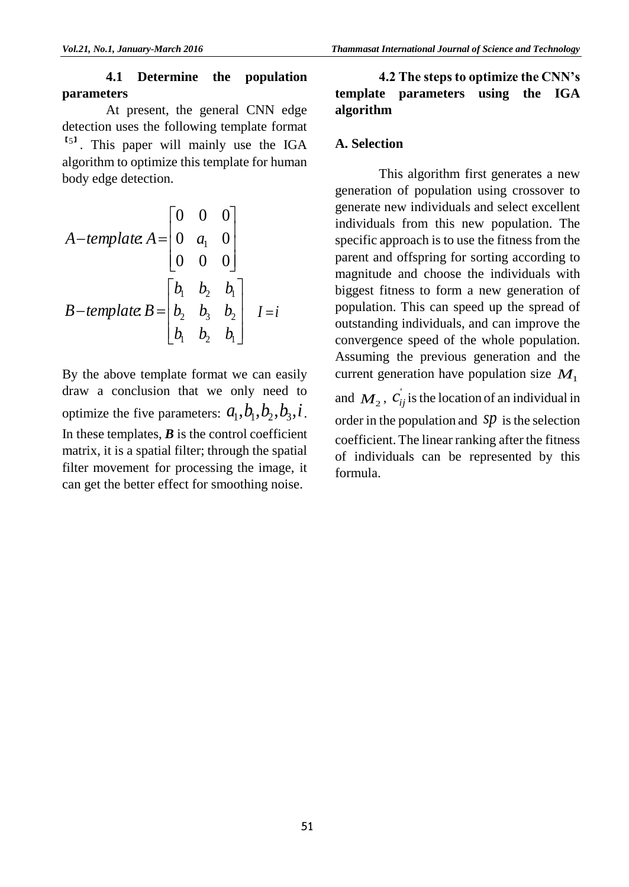### 4.1 Determine the population parameters

At present, the general CNN edge detection uses the following template format [5]. This paper will mainly use the IGA algorithm to optimize this template for human body edge detection.

$$A-template: A=\begin{bmatrix} 0 & 0 & 0 \\ 0 & a_1 & 0 \\ 0 & 0 & 0 \end{bmatrix}$$

$$B-template: B=\begin{bmatrix} b_1 & b_2 & b_1 \\ b_2 & b_3 & b_2 \\ b_1 & b_2 & b_1 \end{bmatrix} \quad I=i$$

By the above template format we can easily draw a conclusion that we only need to optimize the five parameters: $a_1, b_1, b_2, b_3, i$. In these templates, ***B*** is the control coefficient matrix, it is a spatial filter; through the spatial filter movement for processing the image, it can get the better effect for smoothing noise.

### 4.2 The steps to optimize the CNN's template parameters using the IGA algorithm

**A. Selection**

This algorithm first generates a new generation of population using crossover to generate new individuals and select excellent individuals from this new population. The specific approach is to use the fitness from the parent and offspring for sorting according to magnitude and choose the individuals with biggest fitness to form a new generation of population. This can speed up the spread of outstanding individuals, and can improve the convergence speed of the whole population. Assuming the previous generation and the current generation have population size $M_1$ and $M_2$, $c_{ij}^{'}$ is the location of an individual in order in the population and $sp$ is the selection coefficient. The linear ranking after the fitness of individuals can be represented by this formula.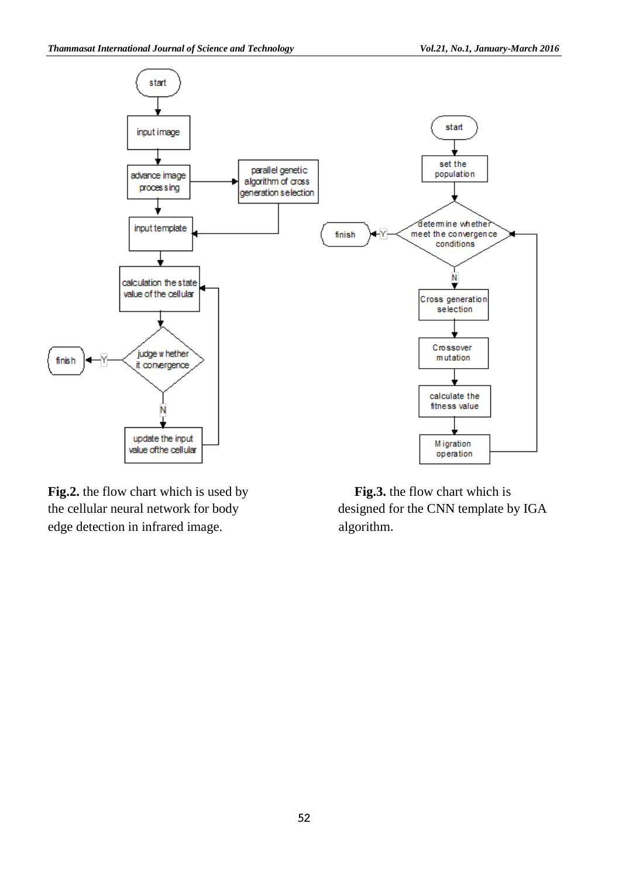**Fig.2.** the flow chart which is used by the cellular neural network for body edge detection in infrared image.

**Fig.3.** the flow chart which is designed for the CNN template by IGA algorithm.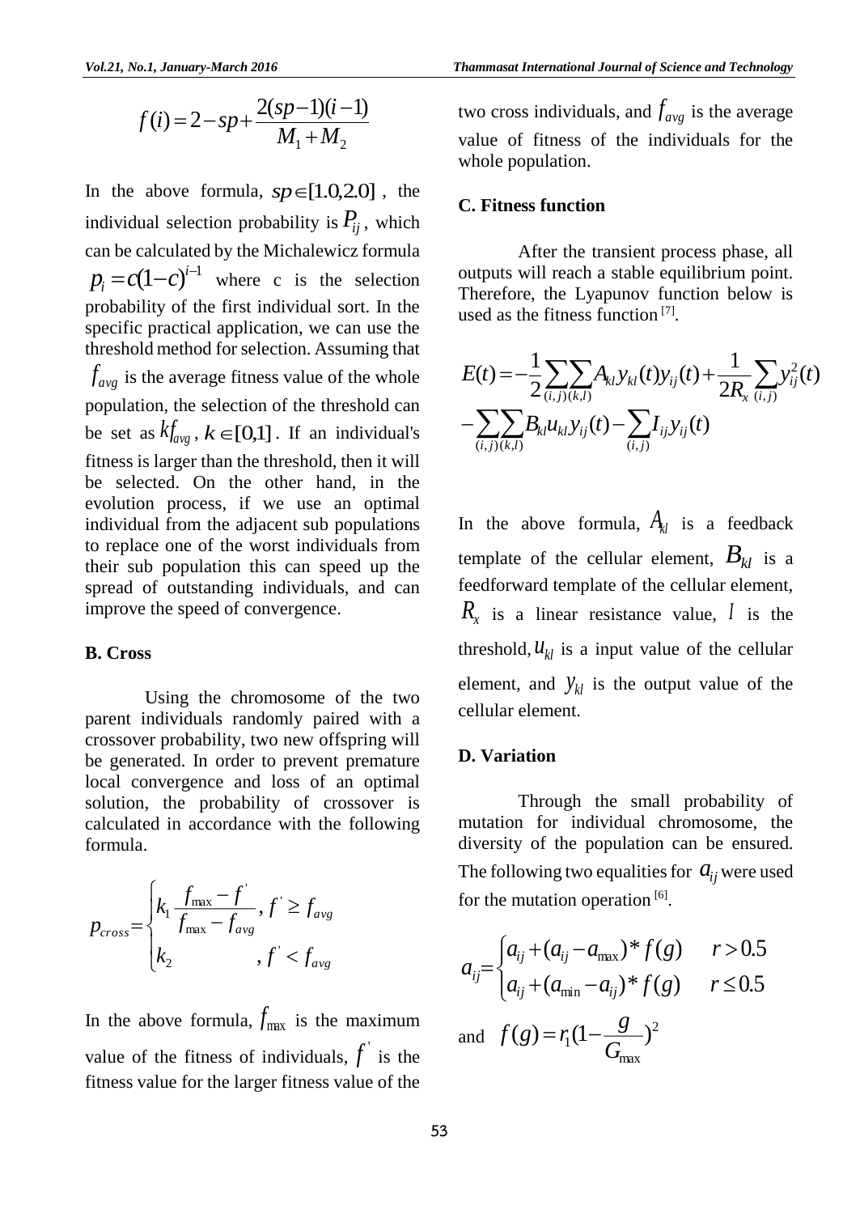$$f(i)=2-sp+\frac{2(sp-1)(i-1)}{M_1+M_2}$$

In the above formula, $sp\in[1.0,2.0]$ , the individual selection probability is $P_{ij}$ , which can be calculated by the Michalewicz formula $p_i=c(1-c)^{i-1}$ where c is the selection probability of the first individual sort. In the specific practical application, we can use the threshold method for selection. Assuming that $f_{avg}$ is the average fitness value of the whole population, the selection of the threshold can be set as $kf_{avg}$ , $k\in[0,1]$ . If an individual's fitness is larger than the threshold, then it will be selected. On the other hand, in the evolution process, if we use an optimal individual from the adjacent sub populations to replace one of the worst individuals from their sub population this can speed up the spread of outstanding individuals, and can improve the speed of convergence.

**B. Cross**

Using the chromosome of the two parent individuals randomly paired with a crossover probability, two new offspring will be generated. In order to prevent premature local convergence and loss of an optimal solution, the probability of crossover is calculated in accordance with the following formula.

$$p_{cross}=\begin{cases} k_1\dfrac{f_{max}-f'}{f_{max}-f_{avg}}, & f'\geq f_{avg} \\ k_2, & f'<f_{avg} \end{cases}$$

In the above formula, $f_{max}$ is the maximum value of the fitness of individuals, $f'$ is the fitness value for the larger fitness value of the two cross individuals, and $f_{avg}$ is the average value of fitness of the individuals for the whole population.

**C. Fitness function**

After the transient process phase, all outputs will reach a stable equilibrium point. Therefore, the Lyapunov function below is used as the fitness function [7].

$$E(t)=-\frac{1}{2}\sum_{(i,j)}\sum_{(k,l)}A_{kl}y_{kl}(t)y_{ij}(t)+\frac{1}{2R_x}\sum_{(i,j)}y_{ij}^2(t)$$
$$-\sum_{(i,j)}\sum_{(k,l)}B_{kl}u_{kl}y_{ij}(t)-\sum_{(i,j)}I_{ij}y_{ij}(t)$$

In the above formula, $A_{kl}$ is a feedback template of the cellular element, $B_{kl}$ is a feedforward template of the cellular element, $R_x$ is a linear resistance value, $I$ is the threshold, $u_{kl}$ is a input value of the cellular element, and $y_{kl}$ is the output value of the cellular element.

**D. Variation**

Through the small probability of mutation for individual chromosome, the diversity of the population can be ensured. The following two equalities for $a_{ij}$ were used for the mutation operation [6].

$$a_{ij}=\begin{cases} a_{ij}+(a_{ij}-a_{max})*f(g) & r>0.5 \\ a_{ij}+(a_{min}-a_{ij})*f(g) & r\leq 0.5 \end{cases}$$

and $f(g)=r_1(1-\dfrac{g}{G_{max}})^2$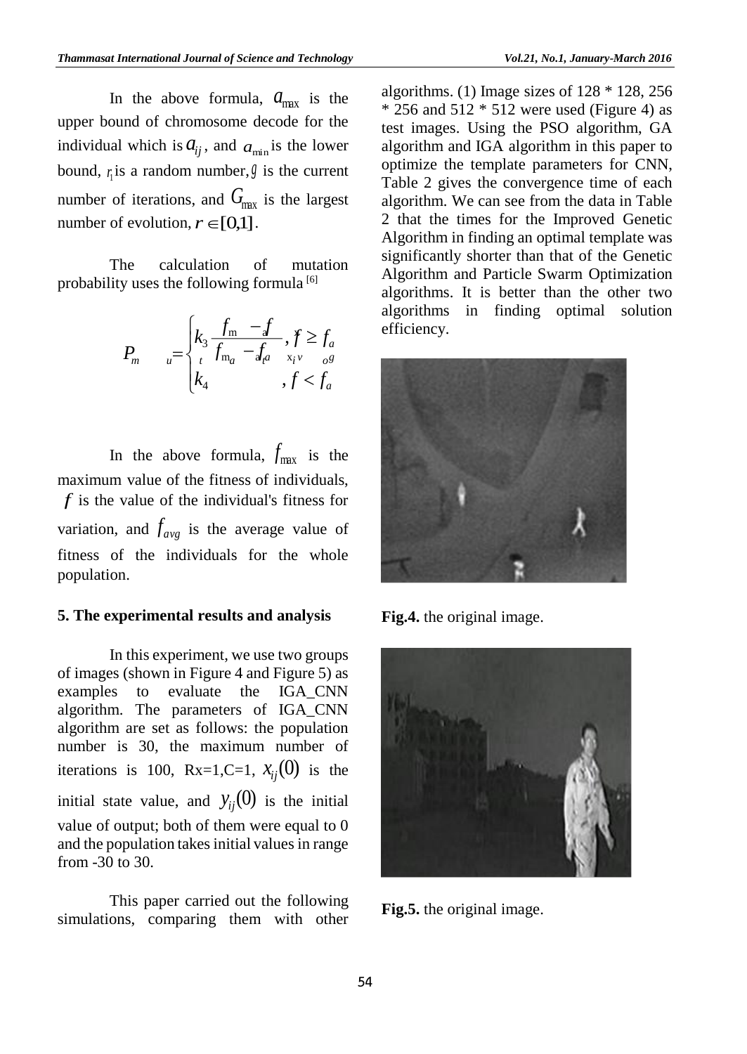In the above formula, $a_{max}$ is the upper bound of chromosome decode for the individual which is $a_{ij}$, and $a_{min}$ is the lower bound, $r_1$ is a random number, $g$ is the current number of iterations, and $G_{max}$ is the largest number of evolution, $r \in [0,1]$.

The calculation of mutation probability uses the following formula [6]

$$P_{mu} = \begin{cases} k_3 \dfrac{f_{max} - f}{f_{max} - f_{avg}}, & f \geq f_{avg} \\ k_4, & f < f_{avg} \end{cases}$$

In the above formula, $f_{max}$ is the maximum value of the fitness of individuals, $f$ is the value of the individual's fitness for variation, and $f_{avg}$ is the average value of fitness of the individuals for the whole population.

## 5. The experimental results and analysis

In this experiment, we use two groups of images (shown in Figure 4 and Figure 5) as examples to evaluate the IGA_CNN algorithm. The parameters of IGA_CNN algorithm are set as follows: the population number is 30, the maximum number of iterations is 100, Rx=1,C=1, $x_{ij}(0)$ is the initial state value, and $y_{ij}(0)$ is the initial value of output; both of them were equal to 0 and the population takes initial values in range from -30 to 30.

This paper carried out the following simulations, comparing them with other algorithms. (1) Image sizes of 128 * 128, 256 * 256 and 512 * 512 were used (Figure 4) as test images. Using the PSO algorithm, GA algorithm and IGA algorithm in this paper to optimize the template parameters for CNN, Table 2 gives the convergence time of each algorithm. We can see from the data in Table 2 that the times for the Improved Genetic Algorithm in finding an optimal template was significantly shorter than that of the Genetic Algorithm and Particle Swarm Optimization algorithms. It is better than the other two algorithms in finding optimal solution efficiency.

**Fig.4.** the original image.

**Fig.5.** the original image.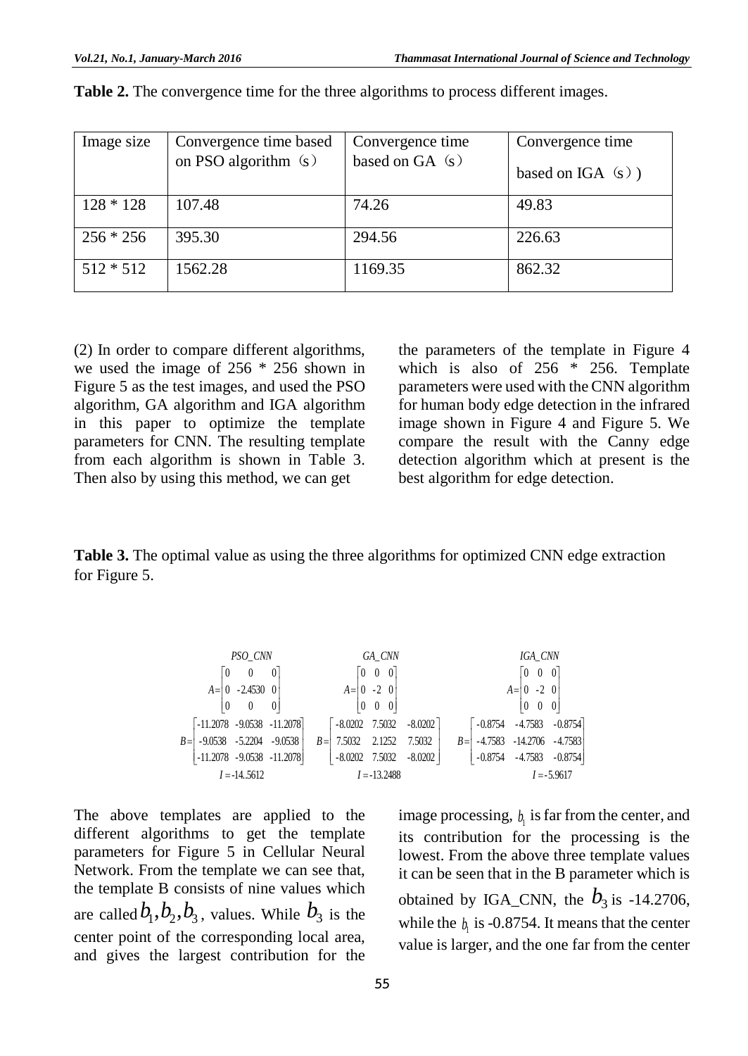**Table 2.** The convergence time for the three algorithms to process different images.

| Image size | Convergence time based on PSO algorithm（s） | Convergence time based on GA（s） | Convergence time based on IGA（s）) |
|---|---|---|---|
| 128 * 128 | 107.48 | 74.26 | 49.83 |
| 256 * 256 | 395.30 | 294.56 | 226.63 |
| 512 * 512 | 1562.28 | 1169.35 | 862.32 |

(2) In order to compare different algorithms, we used the image of 256 * 256 shown in Figure 5 as the test images, and used the PSO algorithm, GA algorithm and IGA algorithm in this paper to optimize the template parameters for CNN. The resulting template from each algorithm is shown in Table 3. Then also by using this method, we can get the parameters of the template in Figure 4 which is also of 256 * 256. Template parameters were used with the CNN algorithm for human body edge detection in the infrared image shown in Figure 4 and Figure 5. We compare the result with the Canny edge detection algorithm which at present is the best algorithm for edge detection.

**Table 3.** The optimal value as using the three algorithms for optimized CNN edge extraction for Figure 5.

$$
\begin{array}{ccc}
PSO\_CNN & GA\_CNN & IGA\_CNN \\
A=\begin{bmatrix} 0 & 0 & 0 \\ 0 & -2.4530 & 0 \\ 0 & 0 & 0 \end{bmatrix} &
A=\begin{bmatrix} 0 & 0 & 0 \\ 0 & -2 & 0 \\ 0 & 0 & 0 \end{bmatrix} &
A=\begin{bmatrix} 0 & 0 & 0 \\ 0 & -2 & 0 \\ 0 & 0 & 0 \end{bmatrix} \\
B=\begin{bmatrix} -11.2078 & -9.0538 & -11.2078 \\ -9.0538 & -5.2204 & -9.0538 \\ -11.2078 & -9.0538 & -11.2078 \end{bmatrix} &
B=\begin{bmatrix} -8.0202 & 7.5032 & -8.0202 \\ 7.5032 & 2.1252 & 7.5032 \\ -8.0202 & 7.5032 & -8.0202 \end{bmatrix} &
B=\begin{bmatrix} -0.8754 & -4.7583 & -0.8754 \\ -4.7583 & -14.2706 & -4.7583 \\ -0.8754 & -4.7583 & -0.8754 \end{bmatrix} \\
I=-14.5612 & I=-13.2488 & I=-5.9617
\end{array}
$$

The above templates are applied to the different algorithms to get the template parameters for Figure 5 in Cellular Neural Network. From the template we can see that, the template B consists of nine values which are called $b_1, b_2, b_3$, values. While $b_3$ is the center point of the corresponding local area, and gives the largest contribution for the image processing, $b_1$ is far from the center, and its contribution for the processing is the lowest. From the above three template values it can be seen that in the B parameter which is obtained by IGA_CNN, the $b_3$ is -14.2706, while the $b_1$ is -0.8754. It means that the center value is larger, and the one far from the center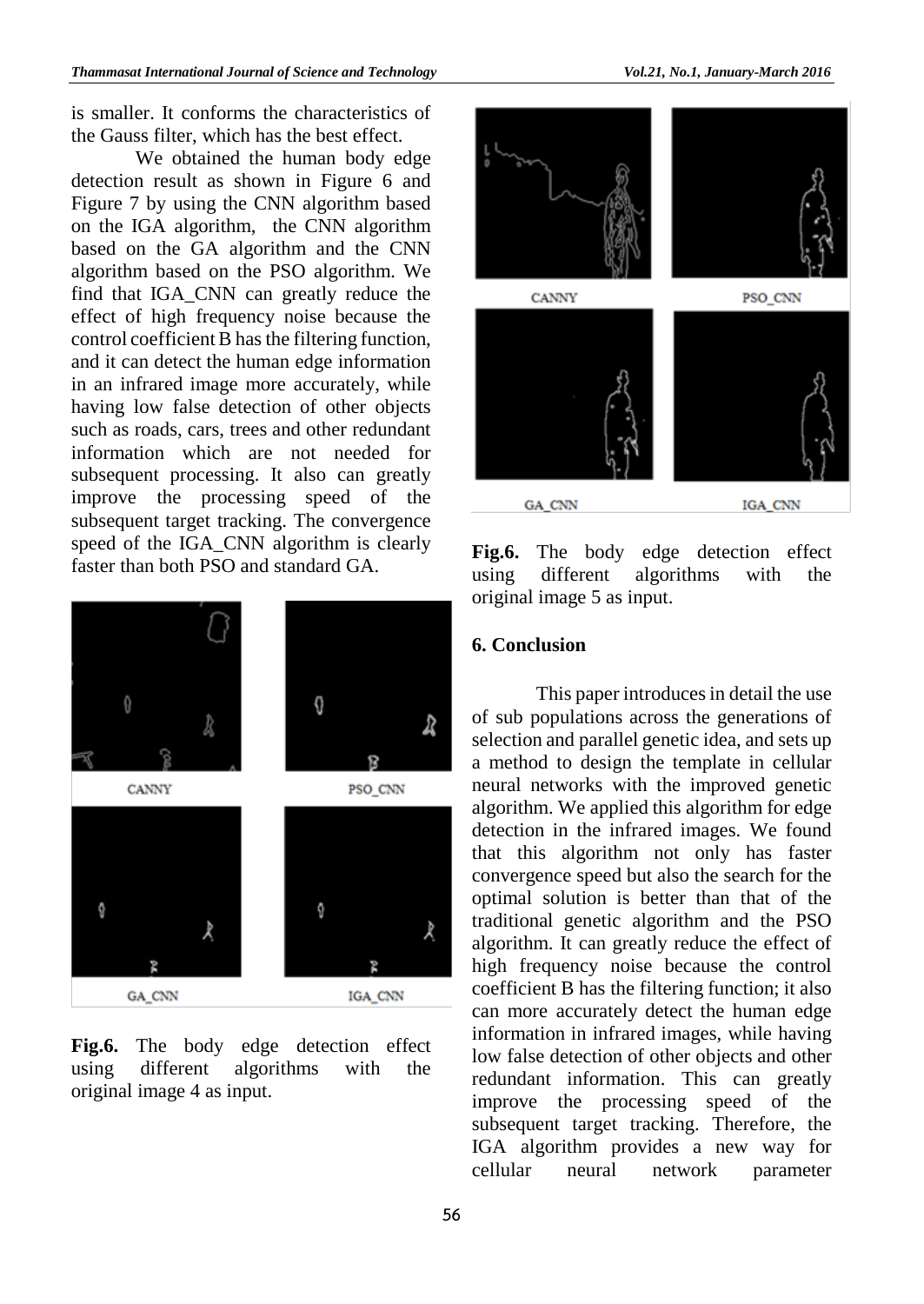is smaller. It conforms the characteristics of the Gauss filter, which has the best effect.

We obtained the human body edge detection result as shown in Figure 6 and Figure 7 by using the CNN algorithm based on the IGA algorithm, the CNN algorithm based on the GA algorithm and the CNN algorithm based on the PSO algorithm. We find that IGA_CNN can greatly reduce the effect of high frequency noise because the control coefficient B has the filtering function, and it can detect the human edge information in an infrared image more accurately, while having low false detection of other objects such as roads, cars, trees and other redundant information which are not needed for subsequent processing. It also can greatly improve the processing speed of the subsequent target tracking. The convergence speed of the IGA_CNN algorithm is clearly faster than both PSO and standard GA.

CANNY PSO_CNN GA_CNN IGA_CNN

**Fig.6.** The body edge detection effect using different algorithms with the original image 4 as input.

CANNY PSO_CNN GA_CNN IGA_CNN

**Fig.6.** The body edge detection effect using different algorithms with the original image 5 as input.

## 6. Conclusion

This paper introduces in detail the use of sub populations across the generations of selection and parallel genetic idea, and sets up a method to design the template in cellular neural networks with the improved genetic algorithm. We applied this algorithm for edge detection in the infrared images. We found that this algorithm not only has faster convergence speed but also the search for the optimal solution is better than that of the traditional genetic algorithm and the PSO algorithm. It can greatly reduce the effect of high frequency noise because the control coefficient B has the filtering function; it also can more accurately detect the human edge information in infrared images, while having low false detection of other objects and other redundant information. This can greatly improve the processing speed of the subsequent target tracking. Therefore, the IGA algorithm provides a new way for cellular neural network parameter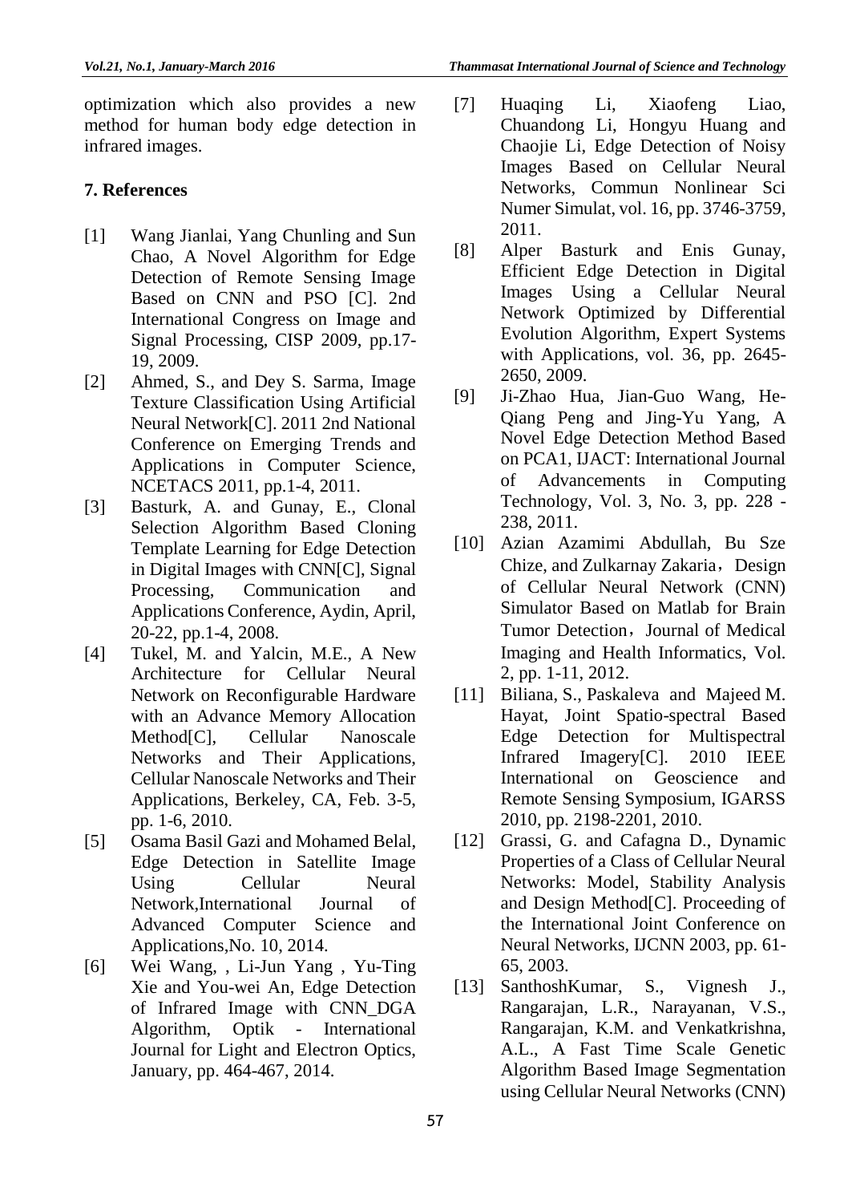optimization which also provides a new method for human body edge detection in infrared images.

## 7. References

[1] Wang Jianlai, Yang Chunling and Sun Chao, A Novel Algorithm for Edge Detection of Remote Sensing Image Based on CNN and PSO [C]. 2nd International Congress on Image and Signal Processing, CISP 2009, pp.17-19, 2009.

[2] Ahmed, S., and Dey S. Sarma, Image Texture Classification Using Artificial Neural Network[C]. 2011 2nd National Conference on Emerging Trends and Applications in Computer Science, NCETACS 2011, pp.1-4, 2011.

[3] Basturk, A. and Gunay, E., Clonal Selection Algorithm Based Cloning Template Learning for Edge Detection in Digital Images with CNN[C], Signal Processing, Communication and Applications Conference, Aydin, April, 20-22, pp.1-4, 2008.

[4] Tukel, M. and Yalcin, M.E., A New Architecture for Cellular Neural Network on Reconfigurable Hardware with an Advance Memory Allocation Method[C], Cellular Nanoscale Networks and Their Applications, Cellular Nanoscale Networks and Their Applications, Berkeley, CA, Feb. 3-5, pp. 1-6, 2010.

[5] Osama Basil Gazi and Mohamed Belal, Edge Detection in Satellite Image Using Cellular Neural Network,International Journal of Advanced Computer Science and Applications,No. 10, 2014.

[6] Wei Wang, , Li-Jun Yang , Yu-Ting Xie and You-wei An, Edge Detection of Infrared Image with CNN_DGA Algorithm, Optik - International Journal for Light and Electron Optics, January, pp. 464-467, 2014.

[7] Huaqing Li, Xiaofeng Liao, Chuandong Li, Hongyu Huang and Chaojie Li, Edge Detection of Noisy Images Based on Cellular Neural Networks, Commun Nonlinear Sci Numer Simulat, vol. 16, pp. 3746-3759, 2011.

[8] Alper Basturk and Enis Gunay, Efficient Edge Detection in Digital Images Using a Cellular Neural Network Optimized by Differential Evolution Algorithm, Expert Systems with Applications, vol. 36, pp. 2645-2650, 2009.

[9] Ji-Zhao Hua, Jian-Guo Wang, He-Qiang Peng and Jing-Yu Yang, A Novel Edge Detection Method Based on PCA1, IJACT: International Journal of Advancements in Computing Technology, Vol. 3, No. 3, pp. 228 - 238, 2011.

[10] Azian Azamimi Abdullah, Bu Sze Chize, and Zulkarnay Zakaria，Design of Cellular Neural Network (CNN) Simulator Based on Matlab for Brain Tumor Detection，Journal of Medical Imaging and Health Informatics, Vol. 2, pp. 1-11, 2012.

[11] Biliana, S., Paskaleva and Majeed M. Hayat, Joint Spatio-spectral Based Edge Detection for Multispectral Infrared Imagery[C]. 2010 IEEE International on Geoscience and Remote Sensing Symposium, IGARSS 2010, pp. 2198-2201, 2010.

[12] Grassi, G. and Cafagna D., Dynamic Properties of a Class of Cellular Neural Networks: Model, Stability Analysis and Design Method[C]. Proceeding of the International Joint Conference on Neural Networks, IJCNN 2003, pp. 61-65, 2003.

[13] SanthoshKumar, S., Vignesh J., Rangarajan, L.R., Narayanan, V.S., Rangarajan, K.M. and Venkatkrishna, A.L., A Fast Time Scale Genetic Algorithm Based Image Segmentation using Cellular Neural Networks (CNN)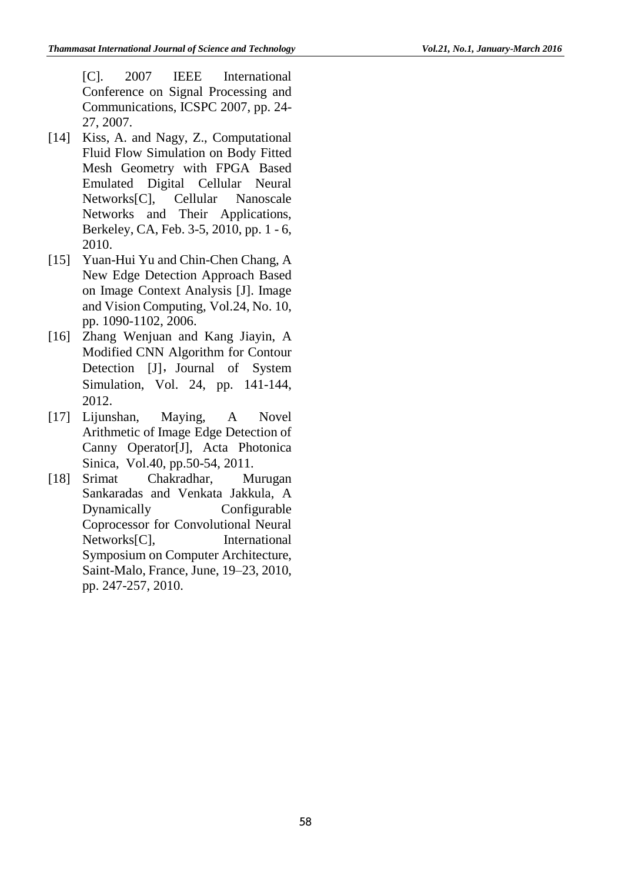[C]. 2007 IEEE International Conference on Signal Processing and Communications, ICSPC 2007, pp. 24-27, 2007.

[14] Kiss, A. and Nagy, Z., Computational Fluid Flow Simulation on Body Fitted Mesh Geometry with FPGA Based Emulated Digital Cellular Neural Networks[C], Cellular Nanoscale Networks and Their Applications, Berkeley, CA, Feb. 3-5, 2010, pp. 1 - 6, 2010.

[15] Yuan-Hui Yu and Chin-Chen Chang, A New Edge Detection Approach Based on Image Context Analysis [J]. Image and Vision Computing, Vol.24, No. 10, pp. 1090-1102, 2006.

[16] Zhang Wenjuan and Kang Jiayin, A Modified CNN Algorithm for Contour Detection [J]，Journal of System Simulation, Vol. 24, pp. 141-144, 2012.

[17] Lijunshan, Maying, A Novel Arithmetic of Image Edge Detection of Canny Operator[J], Acta Photonica Sinica, Vol.40, pp.50-54, 2011.

[18] Srimat Chakradhar, Murugan Sankaradas and Venkata Jakkula, A Dynamically Configurable Coprocessor for Convolutional Neural Networks[C], International Symposium on Computer Architecture, Saint-Malo, France, June, 19–23, 2010, pp. 247-257, 2010.